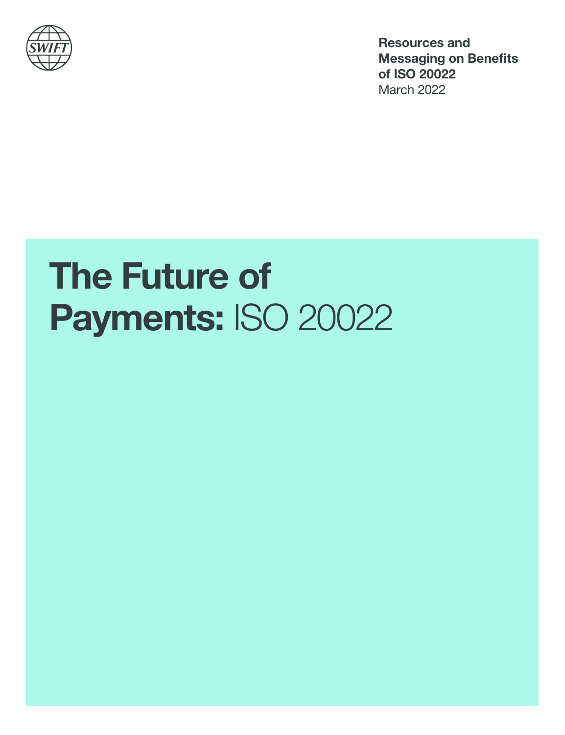SWIFT

**Resources and Messaging on Benefits of ISO 20022**
March 2022

# **The Future of Payments:** ISO 20022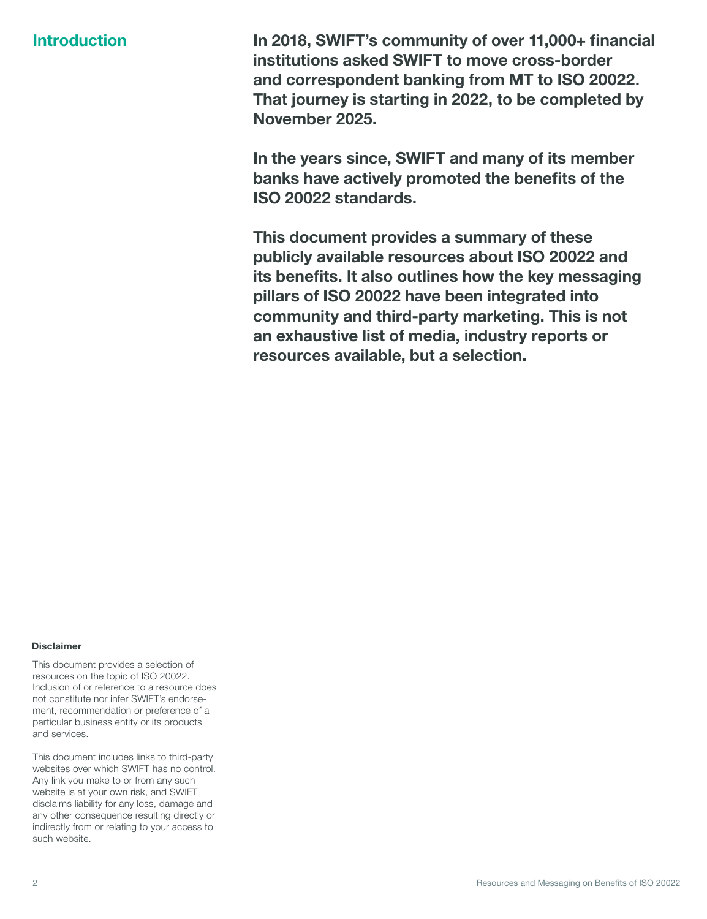## Introduction

**In 2018, SWIFT's community of over 11,000+ financial institutions asked SWIFT to move cross-border and correspondent banking from MT to ISO 20022. That journey is starting in 2022, to be completed by November 2025.**

**In the years since, SWIFT and many of its member banks have actively promoted the benefits of the ISO 20022 standards.**

**This document provides a summary of these publicly available resources about ISO 20022 and its benefits. It also outlines how the key messaging pillars of ISO 20022 have been integrated into community and third-party marketing. This is not an exhaustive list of media, industry reports or resources available, but a selection.**

**Disclaimer**

This document provides a selection of resources on the topic of ISO 20022. Inclusion of or reference to a resource does not constitute nor infer SWIFT's endorsement, recommendation or preference of a particular business entity or its products and services.

This document includes links to third-party websites over which SWIFT has no control. Any link you make to or from any such website is at your own risk, and SWIFT disclaims liability for any loss, damage and any other consequence resulting directly or indirectly from or relating to your access to such website.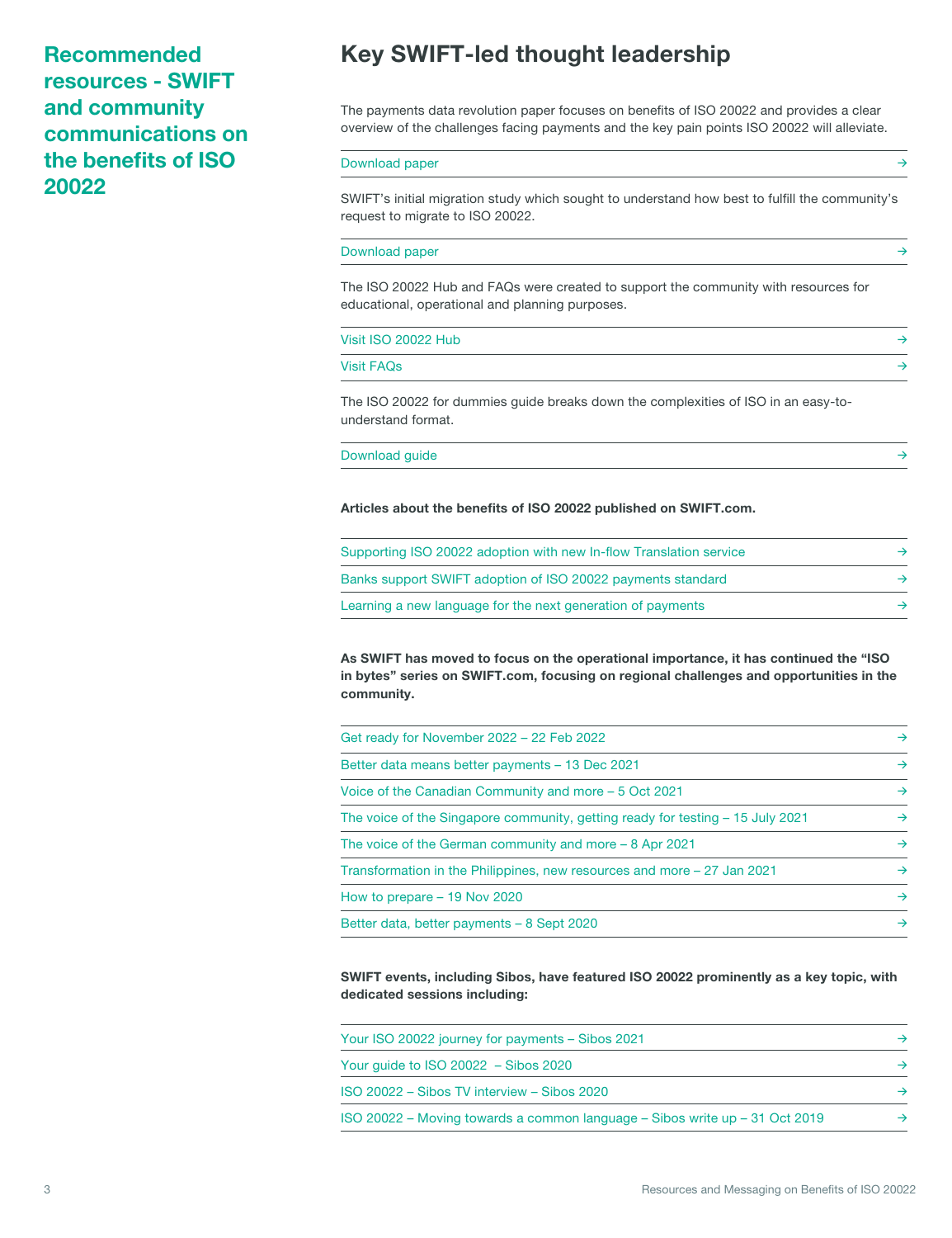## Recommended resources - SWIFT and community communications on the benefits of ISO 20022

# Key SWIFT-led thought leadership

The payments data revolution paper focuses on benefits of ISO 20022 and provides a clear overview of the challenges facing payments and the key pain points ISO 20022 will alleviate.

- Download paper →

SWIFT's initial migration study which sought to understand how best to fulfill the community's request to migrate to ISO 20022.

- Download paper →

The ISO 20022 Hub and FAQs were created to support the community with resources for educational, operational and planning purposes.

- Visit ISO 20022 Hub →
- Visit FAQs →

The ISO 20022 for dummies guide breaks down the complexities of ISO in an easy-to-understand format.

- Download guide →

**Articles about the benefits of ISO 20022 published on SWIFT.com.**

- Supporting ISO 20022 adoption with new In-flow Translation service →
- Banks support SWIFT adoption of ISO 20022 payments standard →
- Learning a new language for the next generation of payments →

**As SWIFT has moved to focus on the operational importance, it has continued the "ISO in bytes" series on SWIFT.com, focusing on regional challenges and opportunities in the community.**

- Get ready for November 2022 – 22 Feb 2022 →
- Better data means better payments – 13 Dec 2021 →
- Voice of the Canadian Community and more – 5 Oct 2021 →
- The voice of the Singapore community, getting ready for testing – 15 July 2021 →
- The voice of the German community and more – 8 Apr 2021 →
- Transformation in the Philippines, new resources and more – 27 Jan 2021 →
- How to prepare – 19 Nov 2020 →
- Better data, better payments – 8 Sept 2020 →

**SWIFT events, including Sibos, have featured ISO 20022 prominently as a key topic, with dedicated sessions including:**

- Your ISO 20022 journey for payments – Sibos 2021 →
- Your guide to ISO 20022 – Sibos 2020 →
- ISO 20022 – Sibos TV interview – Sibos 2020 →
- ISO 20022 – Moving towards a common language – Sibos write up – 31 Oct 2019 →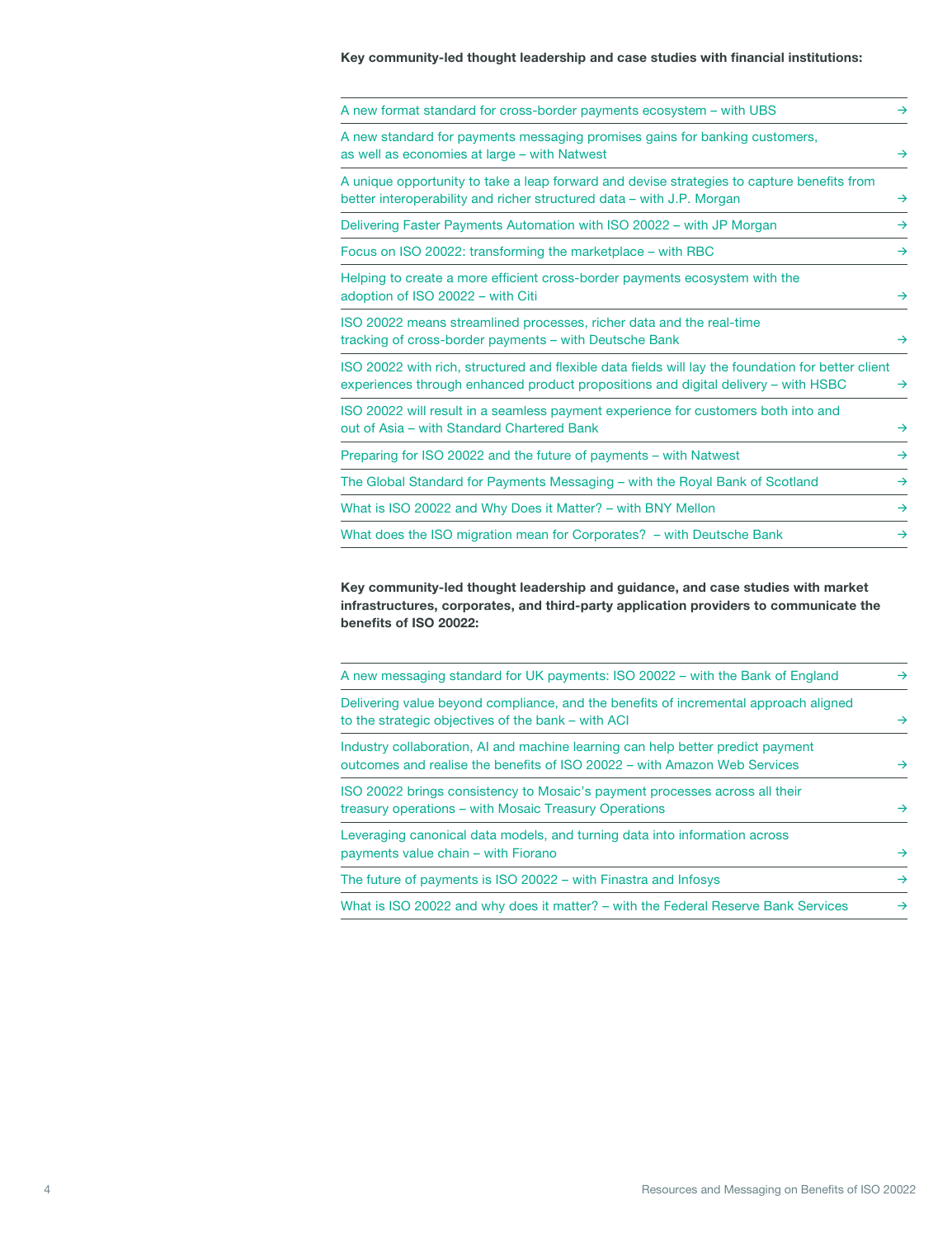**Key community-led thought leadership and case studies with financial institutions:**

- A new format standard for cross-border payments ecosystem – with UBS →
- A new standard for payments messaging promises gains for banking customers, as well as economies at large – with Natwest →
- A unique opportunity to take a leap forward and devise strategies to capture benefits from better interoperability and richer structured data – with J.P. Morgan →
- Delivering Faster Payments Automation with ISO 20022 – with JP Morgan →
- Focus on ISO 20022: transforming the marketplace – with RBC →
- Helping to create a more efficient cross-border payments ecosystem with the adoption of ISO 20022 – with Citi →
- ISO 20022 means streamlined processes, richer data and the real-time tracking of cross-border payments – with Deutsche Bank →
- ISO 20022 with rich, structured and flexible data fields will lay the foundation for better client experiences through enhanced product propositions and digital delivery – with HSBC →
- ISO 20022 will result in a seamless payment experience for customers both into and out of Asia – with Standard Chartered Bank →
- Preparing for ISO 20022 and the future of payments – with Natwest →
- The Global Standard for Payments Messaging – with the Royal Bank of Scotland →
- What is ISO 20022 and Why Does it Matter? – with BNY Mellon →
- What does the ISO migration mean for Corporates? – with Deutsche Bank →

**Key community-led thought leadership and guidance, and case studies with market infrastructures, corporates, and third-party application providers to communicate the benefits of ISO 20022:**

- A new messaging standard for UK payments: ISO 20022 – with the Bank of England →
- Delivering value beyond compliance, and the benefits of incremental approach aligned to the strategic objectives of the bank – with ACI →
- Industry collaboration, AI and machine learning can help better predict payment outcomes and realise the benefits of ISO 20022 – with Amazon Web Services →
- ISO 20022 brings consistency to Mosaic's payment processes across all their treasury operations – with Mosaic Treasury Operations →
- Leveraging canonical data models, and turning data into information across payments value chain – with Fiorano →
- The future of payments is ISO 20022 – with Finastra and Infosys →
- What is ISO 20022 and why does it matter? – with the Federal Reserve Bank Services →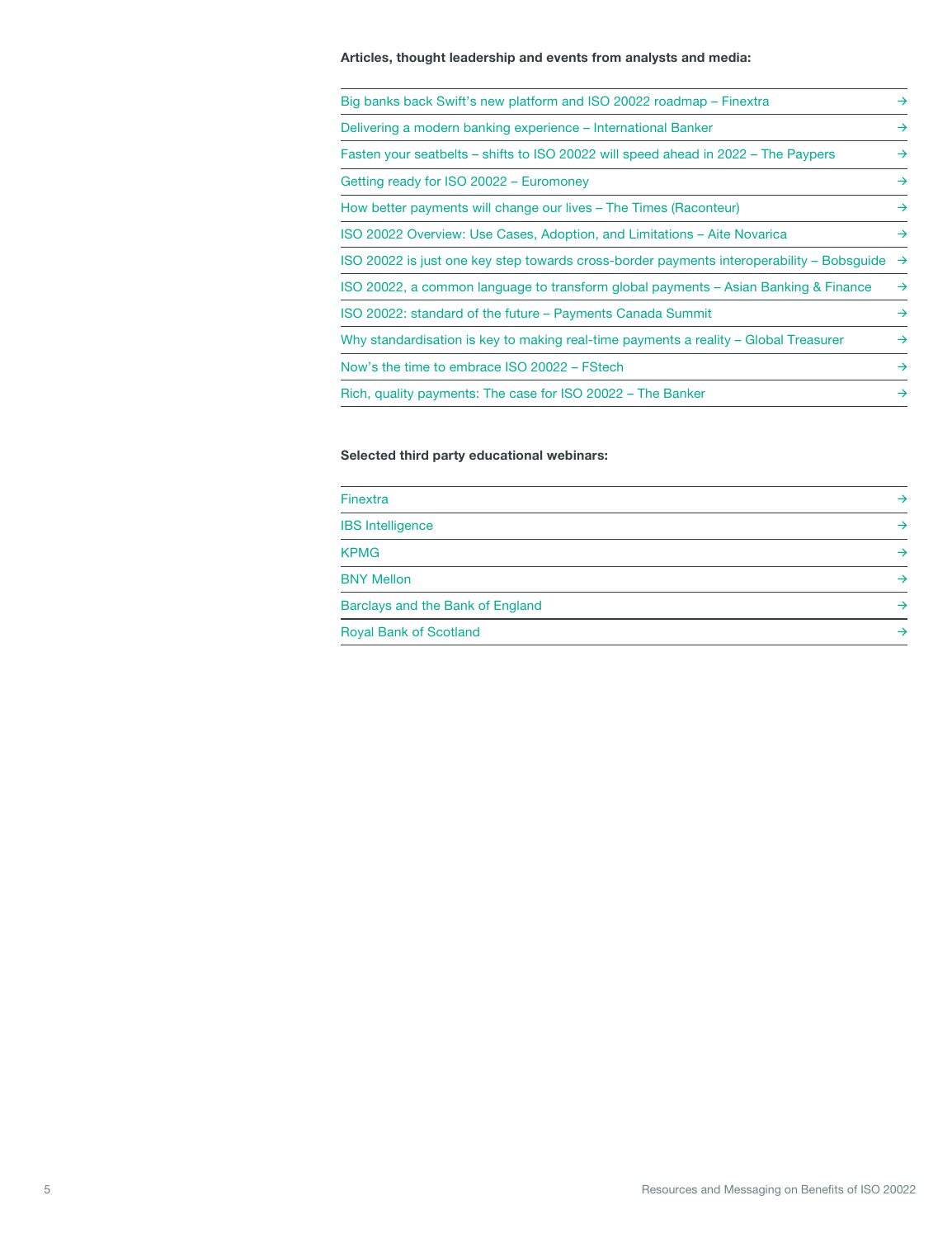**Articles, thought leadership and events from analysts and media:**

- Big banks back Swift's new platform and ISO 20022 roadmap – Finextra →
- Delivering a modern banking experience – International Banker →
- Fasten your seatbelts – shifts to ISO 20022 will speed ahead in 2022 – The Paypers →
- Getting ready for ISO 20022 – Euromoney →
- How better payments will change our lives – The Times (Raconteur) →
- ISO 20022 Overview: Use Cases, Adoption, and Limitations – Aite Novarica →
- ISO 20022 is just one key step towards cross-border payments interoperability – Bobsguide →
- ISO 20022, a common language to transform global payments – Asian Banking & Finance →
- ISO 20022: standard of the future – Payments Canada Summit →
- Why standardisation is key to making real-time payments a reality – Global Treasurer →
- Now's the time to embrace ISO 20022 – FStech →
- Rich, quality payments: The case for ISO 20022 – The Banker →

**Selected third party educational webinars:**

- Finextra →
- IBS Intelligence →
- KPMG →
- BNY Mellon →
- Barclays and the Bank of England →
- Royal Bank of Scotland →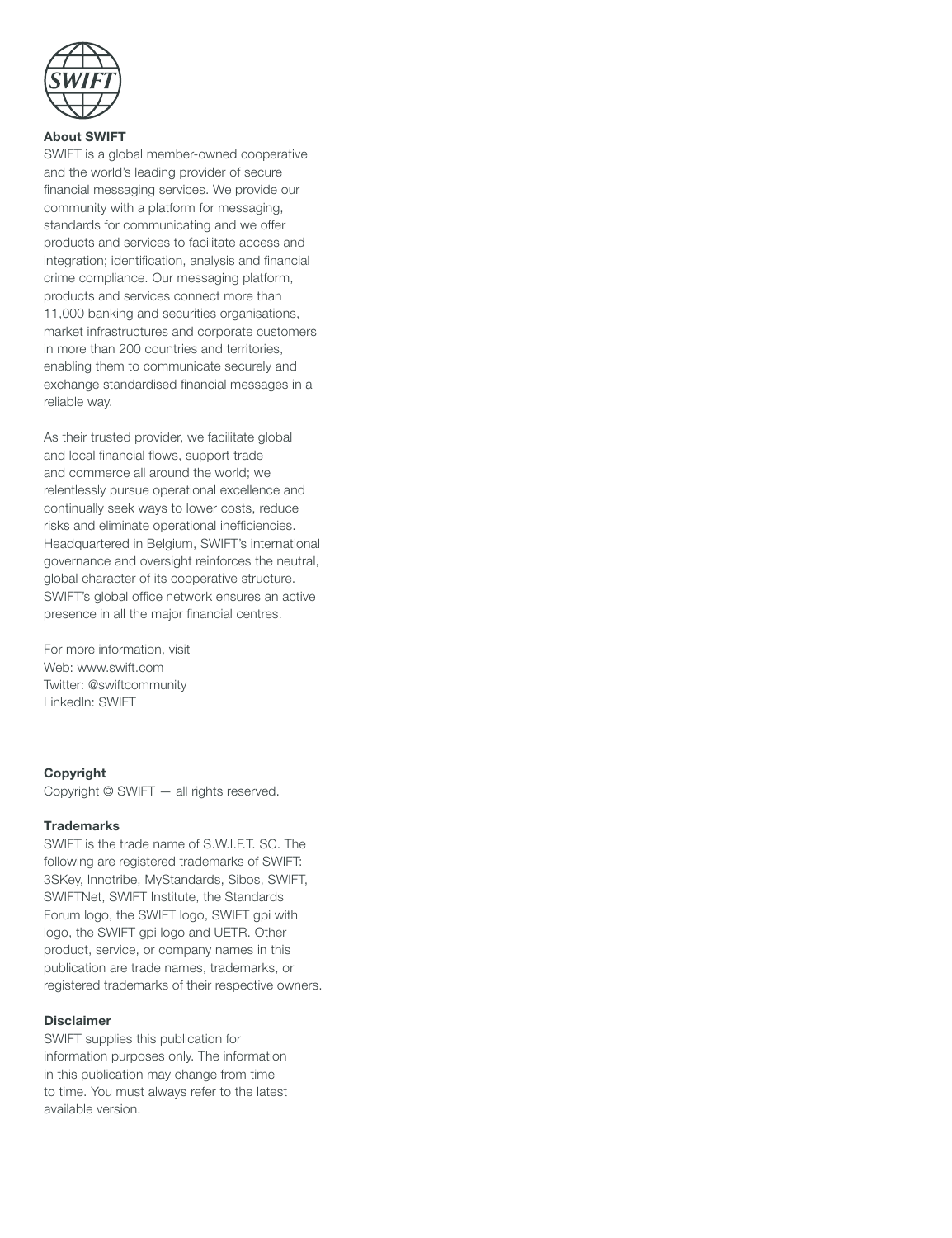### About SWIFT

SWIFT is a global member-owned cooperative and the world's leading provider of secure financial messaging services. We provide our community with a platform for messaging, standards for communicating and we offer products and services to facilitate access and integration; identification, analysis and financial crime compliance. Our messaging platform, products and services connect more than 11,000 banking and securities organisations, market infrastructures and corporate customers in more than 200 countries and territories, enabling them to communicate securely and exchange standardised financial messages in a reliable way.

As their trusted provider, we facilitate global and local financial flows, support trade and commerce all around the world; we relentlessly pursue operational excellence and continually seek ways to lower costs, reduce risks and eliminate operational inefficiencies. Headquartered in Belgium, SWIFT's international governance and oversight reinforces the neutral, global character of its cooperative structure. SWIFT's global office network ensures an active presence in all the major financial centres.

For more information, visit
Web: www.swift.com
Twitter: @swiftcommunity
LinkedIn: SWIFT

### Copyright

Copyright © SWIFT — all rights reserved.

### Trademarks

SWIFT is the trade name of S.W.I.F.T. SC. The following are registered trademarks of SWIFT: 3SKey, Innotribe, MyStandards, Sibos, SWIFT, SWIFTNet, SWIFT Institute, the Standards Forum logo, the SWIFT logo, SWIFT gpi with logo, the SWIFT gpi logo and UETR. Other product, service, or company names in this publication are trade names, trademarks, or registered trademarks of their respective owners.

### Disclaimer

SWIFT supplies this publication for information purposes only. The information in this publication may change from time to time. You must always refer to the latest available version.